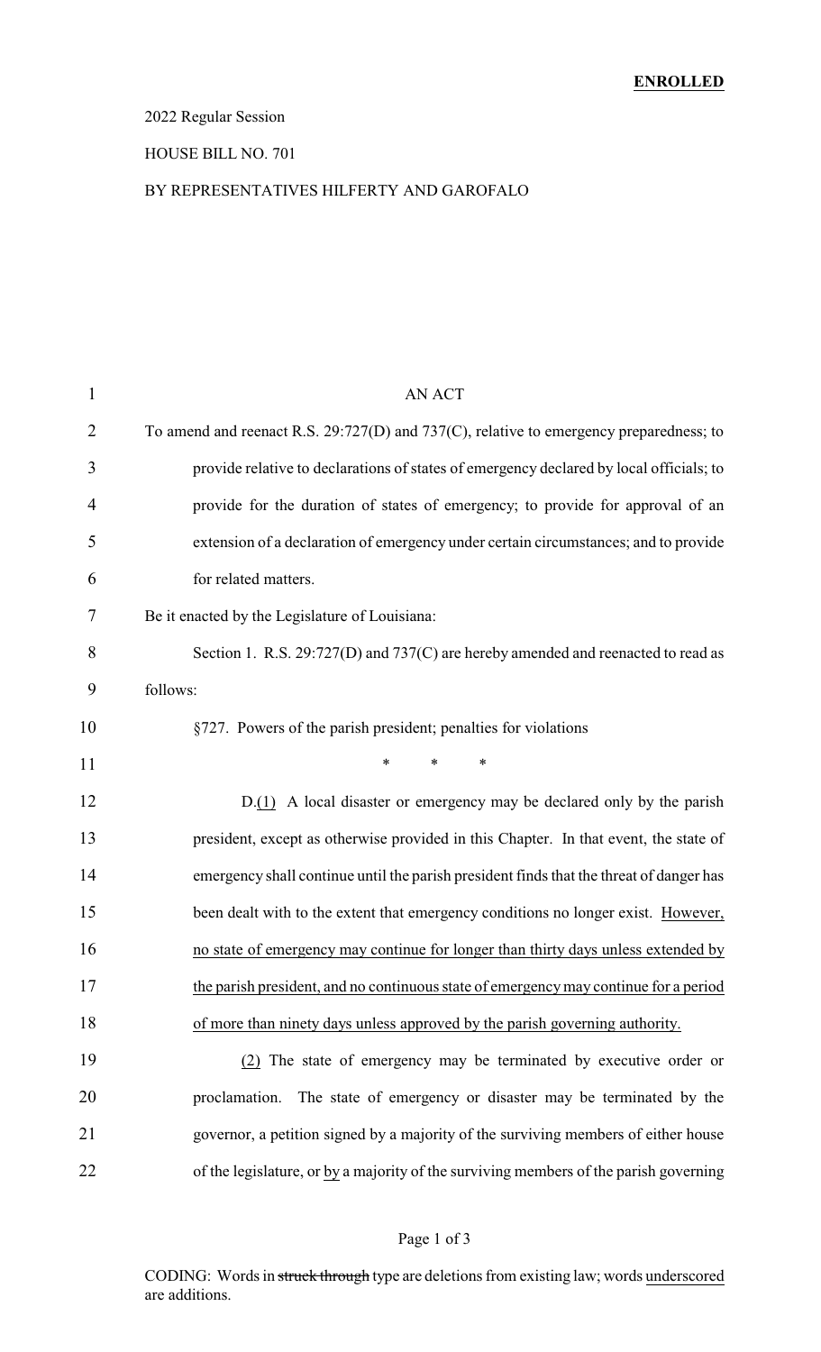**ENROLLED**

2022 Regular Session

HOUSE BILL NO. 701

BY REPRESENTATIVES HILFERTY AND GAROFALO

AN ACT

To amend and reenact R.S. 29:727(D) and 737(C), relative to emergency preparedness; to provide relative to declarations of states of emergency declared by local officials; to provide for the duration of states of emergency; to provide for approval of an extension of a declaration of emergency under certain circumstances; and to provide for related matters.

Be it enacted by the Legislature of Louisiana:

Section 1. R.S. 29:727(D) and 737(C) are hereby amended and reenacted to read as follows:

§727. Powers of the parish president; penalties for violations

\* \* \*

D.<u>(1)</u> A local disaster or emergency may be declared only by the parish president, except as otherwise provided in this Chapter. In that event, the state of emergency shall continue until the parish president finds that the threat of danger has been dealt with to the extent that emergency conditions no longer exist. <u>However, no state of emergency may continue for longer than thirty days unless extended by the parish president, and no continuous state of emergency may continue for a period of more than ninety days unless approved by the parish governing authority.</u>

<u>(2)</u> The state of emergency may be terminated by executive order or proclamation. The state of emergency or disaster may be terminated by the governor, a petition signed by a majority of the surviving members of either house of the legislature, or <u>by</u> a majority of the surviving members of the parish governing

CODING: Words in ~~struck through~~ type are deletions from existing law; words <u>underscored</u> are additions.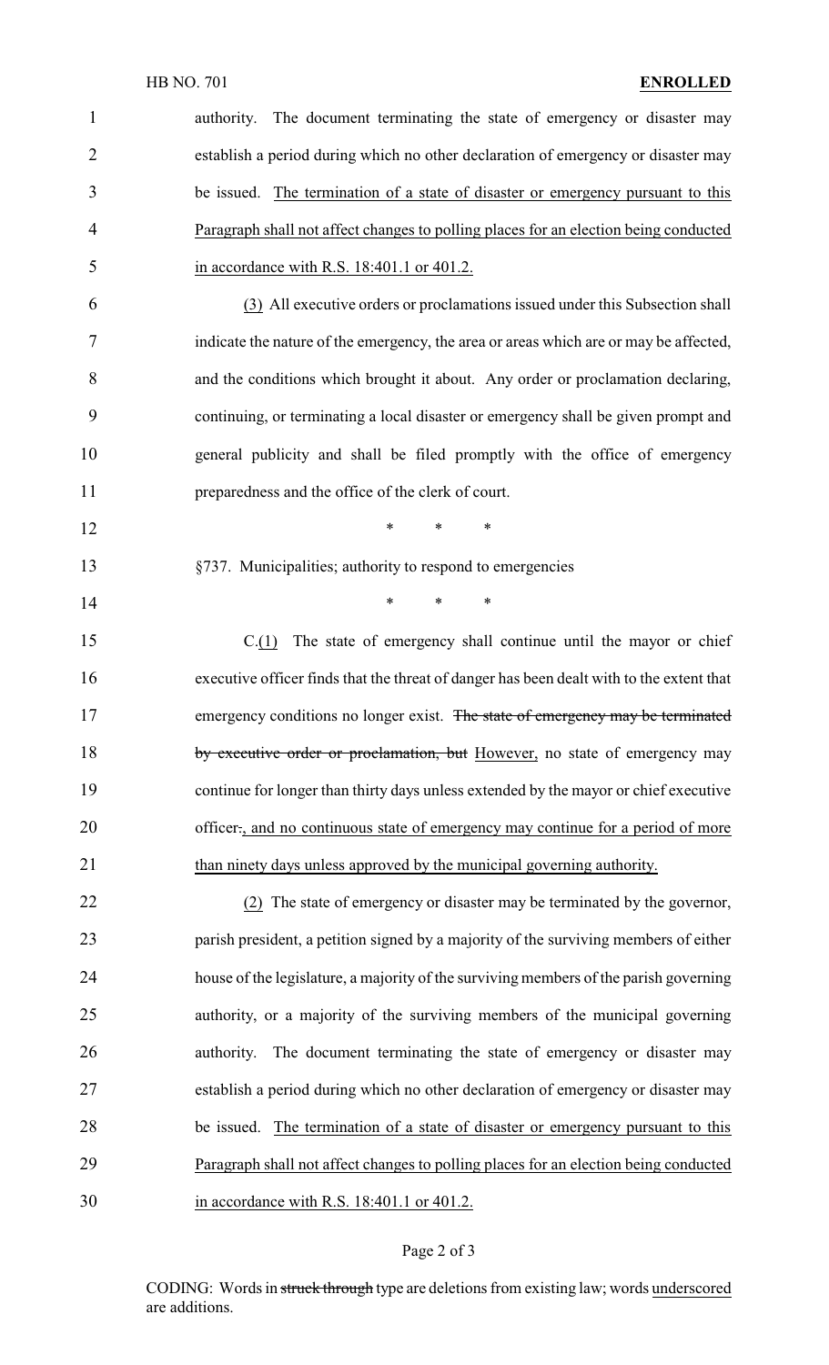authority. The document terminating the state of emergency or disaster may establish a period during which no other declaration of emergency or disaster may be issued. <u>The termination of a state of disaster or emergency pursuant to this Paragraph shall not affect changes to polling places for an election being conducted in accordance with R.S. 18:401.1 or 401.2.</u>

<u>(3)</u> All executive orders or proclamations issued under this Subsection shall indicate the nature of the emergency, the area or areas which are or may be affected, and the conditions which brought it about. Any order or proclamation declaring, continuing, or terminating a local disaster or emergency shall be given prompt and general publicity and shall be filed promptly with the office of emergency preparedness and the office of the clerk of court.

\* \* \*

§737. Municipalities; authority to respond to emergencies

\* \* \*

C.<u>(1)</u> The state of emergency shall continue until the mayor or chief executive officer finds that the threat of danger has been dealt with to the extent that emergency conditions no longer exist. ~~The state of emergency may be terminated by executive order or proclamation, but~~ <u>However,</u> no state of emergency may continue for longer than thirty days unless extended by the mayor or chief executive officer~~.~~<u>, and no continuous state of emergency may continue for a period of more than ninety days unless approved by the municipal governing authority.</u>

<u>(2)</u> The state of emergency or disaster may be terminated by the governor, parish president, a petition signed by a majority of the surviving members of either house of the legislature, a majority of the surviving members of the parish governing authority, or a majority of the surviving members of the municipal governing authority. The document terminating the state of emergency or disaster may establish a period during which no other declaration of emergency or disaster may be issued. <u>The termination of a state of disaster or emergency pursuant to this Paragraph shall not affect changes to polling places for an election being conducted in accordance with R.S. 18:401.1 or 401.2.</u>

CODING: Words in ~~struck through~~ type are deletions from existing law; words <u>underscored</u> are additions.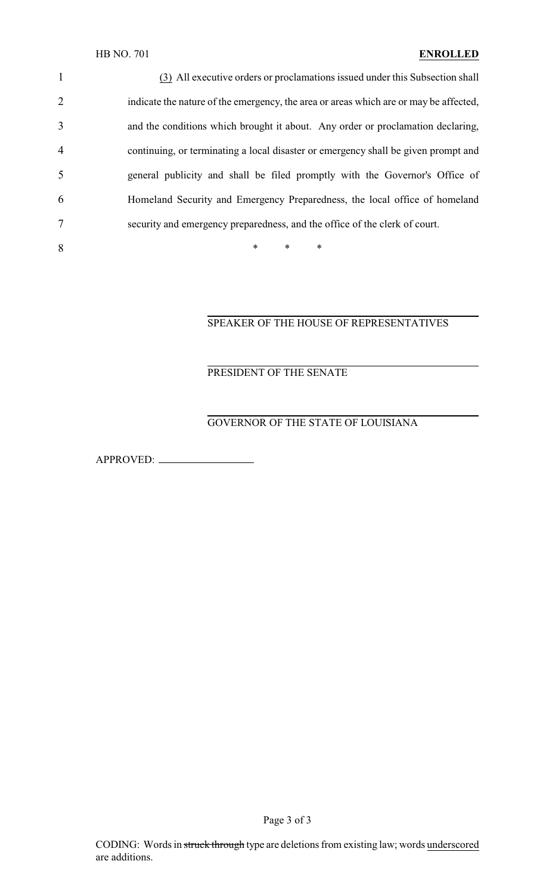(3) All executive orders or proclamations issued under this Subsection shall indicate the nature of the emergency, the area or areas which are or may be affected, and the conditions which brought it about. Any order or proclamation declaring, continuing, or terminating a local disaster or emergency shall be given prompt and general publicity and shall be filed promptly with the Governor's Office of Homeland Security and Emergency Preparedness, the local office of homeland security and emergency preparedness, and the office of the clerk of court.

\* \* \*

SPEAKER OF THE HOUSE OF REPRESENTATIVES

PRESIDENT OF THE SENATE

GOVERNOR OF THE STATE OF LOUISIANA

APPROVED: ____________________

CODING: Words in struck through type are deletions from existing law; words underscored are additions.